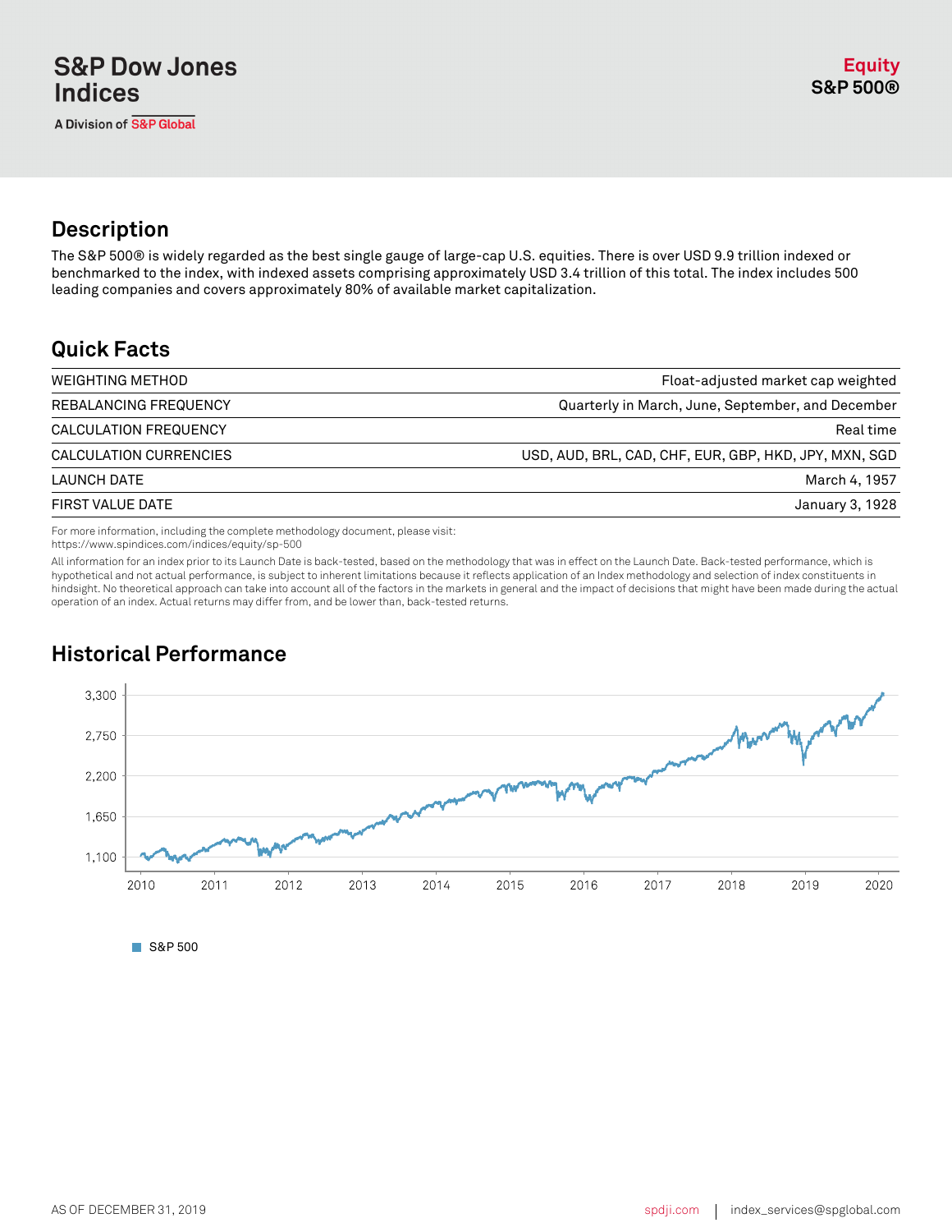S&P Dow Jones Indices

A Division of S&P Global

**Equity**

**S&P 500®**

## Description

The S&P 500® is widely regarded as the best single gauge of large-cap U.S. equities. There is over USD 9.9 trillion indexed or benchmarked to the index, with indexed assets comprising approximately USD 3.4 trillion of this total. The index includes 500 leading companies and covers approximately 80% of available market capitalization.

## Quick Facts

| | |
|---|---|
| WEIGHTING METHOD | Float-adjusted market cap weighted |
| REBALANCING FREQUENCY | Quarterly in March, June, September, and December |
| CALCULATION FREQUENCY | Real time |
| CALCULATION CURRENCIES | USD, AUD, BRL, CAD, CHF, EUR, GBP, HKD, JPY, MXN, SGD |
| LAUNCH DATE | March 4, 1957 |
| FIRST VALUE DATE | January 3, 1928 |

For more information, including the complete methodology document, please visit:
https://www.spindices.com/indices/equity/sp-500

All information for an index prior to its Launch Date is back-tested, based on the methodology that was in effect on the Launch Date. Back-tested performance, which is hypothetical and not actual performance, is subject to inherent limitations because it reflects application of an Index methodology and selection of index constituents in hindsight. No theoretical approach can take into account all of the factors in the markets in general and the impact of decisions that might have been made during the actual operation of an index. Actual returns may differ from, and be lower than, back-tested returns.

## Historical Performance

S&P 500

AS OF DECEMBER 31, 2019

spdji.com | index_services@spglobal.com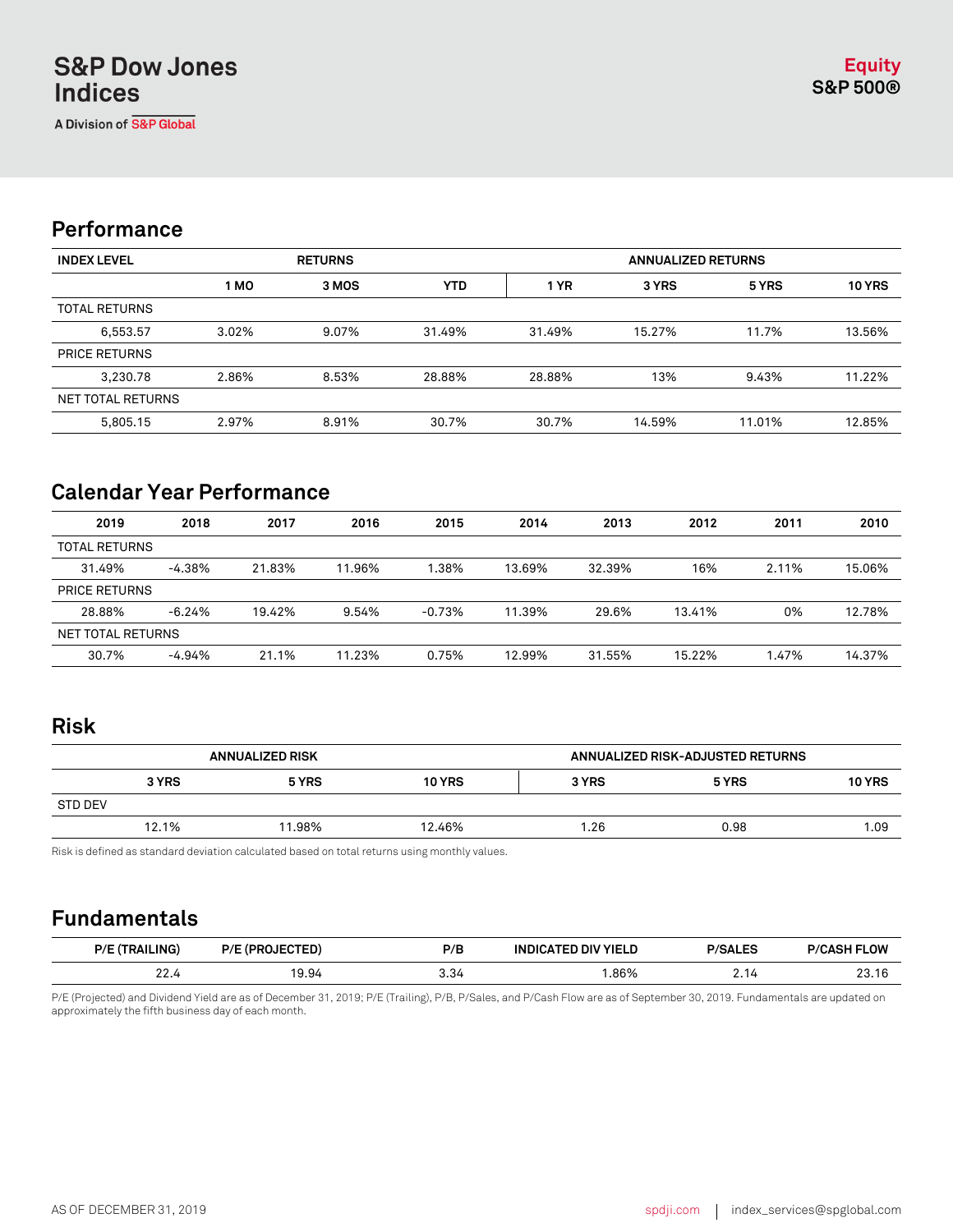S&P Dow Jones Indices

A Division of S&P Global

**Equity**
**S&P 500®**

## Performance

| INDEX LEVEL | RETURNS | | | ANNUALIZED RETURNS | | | |
|---|---|---|---|---|---|---|---|
| | 1 MO | 3 MOS | YTD | 1 YR | 3 YRS | 5 YRS | 10 YRS |
| TOTAL RETURNS | | | | | | | |
| 6,553.57 | 3.02% | 9.07% | 31.49% | 31.49% | 15.27% | 11.7% | 13.56% |
| PRICE RETURNS | | | | | | | |
| 3,230.78 | 2.86% | 8.53% | 28.88% | 28.88% | 13% | 9.43% | 11.22% |
| NET TOTAL RETURNS | | | | | | | |
| 5,805.15 | 2.97% | 8.91% | 30.7% | 30.7% | 14.59% | 11.01% | 12.85% |

## Calendar Year Performance

| 2019 | 2018 | 2017 | 2016 | 2015 | 2014 | 2013 | 2012 | 2011 | 2010 |
|---|---|---|---|---|---|---|---|---|---|
| TOTAL RETURNS | | | | | | | | | |
| 31.49% | -4.38% | 21.83% | 11.96% | 1.38% | 13.69% | 32.39% | 16% | 2.11% | 15.06% |
| PRICE RETURNS | | | | | | | | | |
| 28.88% | -6.24% | 19.42% | 9.54% | -0.73% | 11.39% | 29.6% | 13.41% | 0% | 12.78% |
| NET TOTAL RETURNS | | | | | | | | | |
| 30.7% | -4.94% | 21.1% | 11.23% | 0.75% | 12.99% | 31.55% | 15.22% | 1.47% | 14.37% |

## Risk

| ANNUALIZED RISK | | | ANNUALIZED RISK-ADJUSTED RETURNS | | |
|---|---|---|---|---|---|
| 3 YRS | 5 YRS | 10 YRS | 3 YRS | 5 YRS | 10 YRS |
| STD DEV | | | | | |
| 12.1% | 11.98% | 12.46% | 1.26 | 0.98 | 1.09 |

Risk is defined as standard deviation calculated based on total returns using monthly values.

## Fundamentals

| P/E (TRAILING) | P/E (PROJECTED) | P/B | INDICATED DIV YIELD | P/SALES | P/CASH FLOW |
|---|---|---|---|---|---|
| 22.4 | 19.94 | 3.34 | 1.86% | 2.14 | 23.16 |

P/E (Projected) and Dividend Yield are as of December 31, 2019; P/E (Trailing), P/B, P/Sales, and P/Cash Flow are as of September 30, 2019. Fundamentals are updated on approximately the fifth business day of each month.

AS OF DECEMBER 31, 2019 | spdji.com | index_services@spglobal.com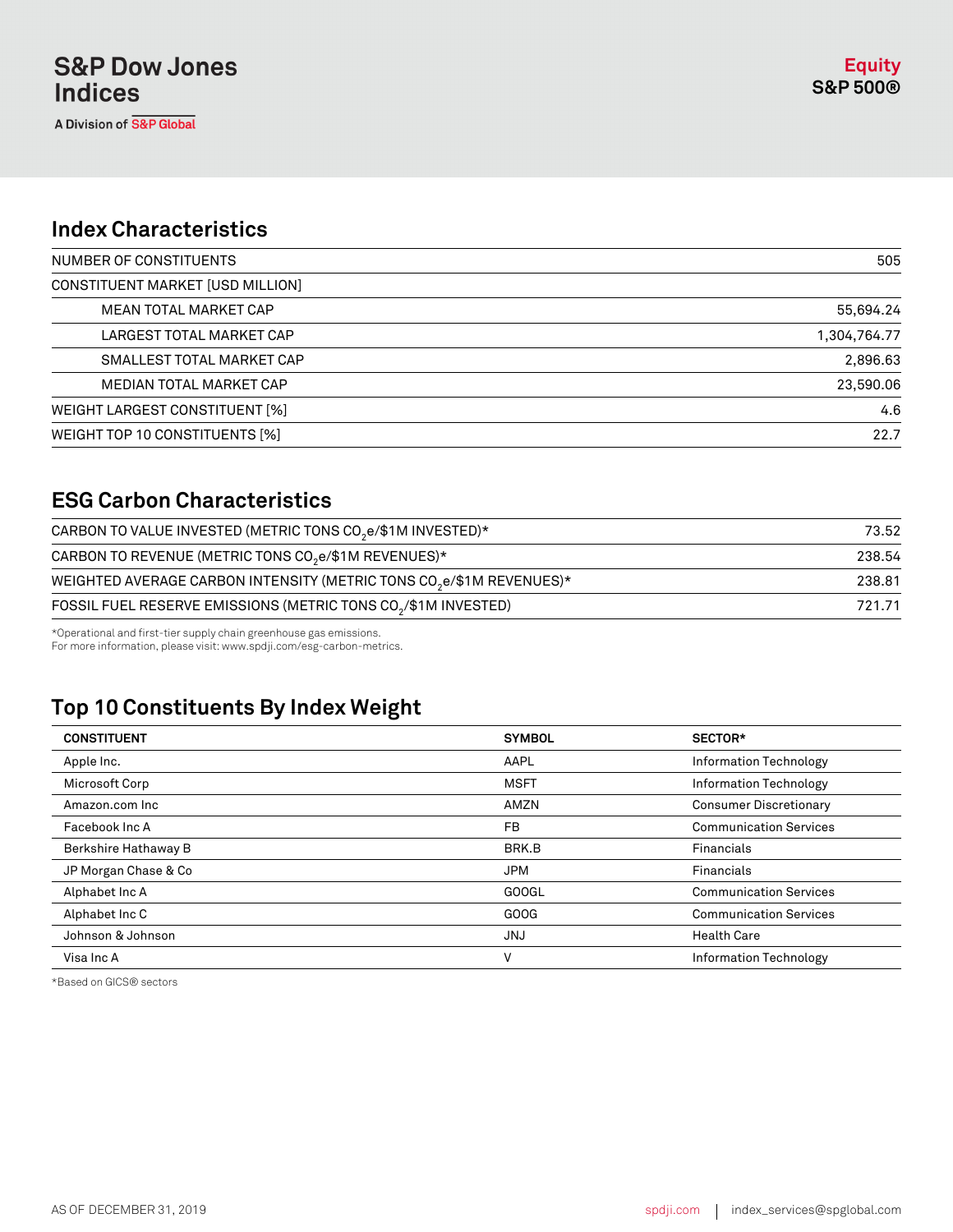S&P Dow Jones Indices

A Division of S&P Global

**Equity**
**S&P 500®**

## Index Characteristics

| | |
|---|---|
| NUMBER OF CONSTITUENTS | 505 |
| CONSTITUENT MARKET [USD MILLION] | |
| MEAN TOTAL MARKET CAP | 55,694.24 |
| LARGEST TOTAL MARKET CAP | 1,304,764.77 |
| SMALLEST TOTAL MARKET CAP | 2,896.63 |
| MEDIAN TOTAL MARKET CAP | 23,590.06 |
| WEIGHT LARGEST CONSTITUENT [%] | 4.6 |
| WEIGHT TOP 10 CONSTITUENTS [%] | 22.7 |

## ESG Carbon Characteristics

| | |
|---|---|
| CARBON TO VALUE INVESTED (METRIC TONS $CO_2e$/$1M INVESTED)* | 73.52 |
| CARBON TO REVENUE (METRIC TONS $CO_2e$/$1M REVENUES)* | 238.54 |
| WEIGHTED AVERAGE CARBON INTENSITY (METRIC TONS $CO_2e$/$1M REVENUES)* | 238.81 |
| FOSSIL FUEL RESERVE EMISSIONS (METRIC TONS $CO_2$/$1M INVESTED) | 721.71 |

*Operational and first-tier supply chain greenhouse gas emissions.
For more information, please visit: www.spdji.com/esg-carbon-metrics.

## Top 10 Constituents By Index Weight

| CONSTITUENT | SYMBOL | SECTOR* |
|---|---|---|
| Apple Inc. | AAPL | Information Technology |
| Microsoft Corp | MSFT | Information Technology |
| Amazon.com Inc | AMZN | Consumer Discretionary |
| Facebook Inc A | FB | Communication Services |
| Berkshire Hathaway B | BRK.B | Financials |
| JP Morgan Chase & Co | JPM | Financials |
| Alphabet Inc A | GOOGL | Communication Services |
| Alphabet Inc C | GOOG | Communication Services |
| Johnson & Johnson | JNJ | Health Care |
| Visa Inc A | V | Information Technology |

*Based on GICS® sectors

AS OF DECEMBER 31, 2019

spdji.com | index_services@spglobal.com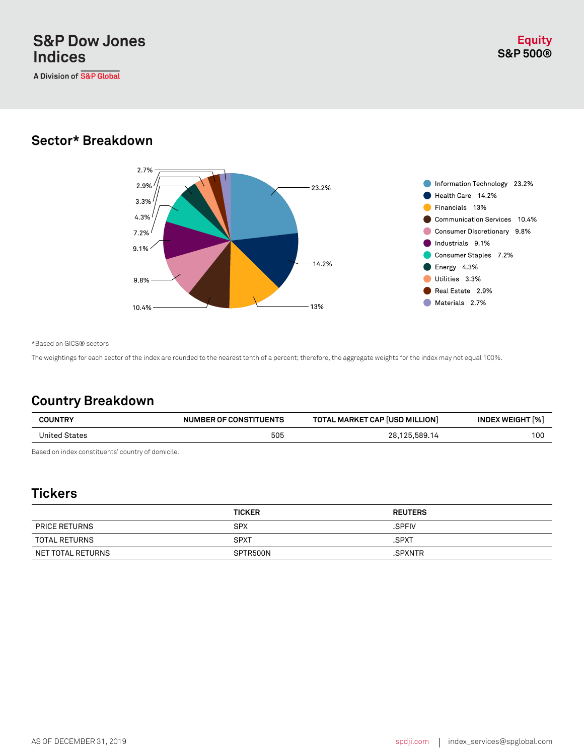# Sector* Breakdown

| Sector | Weight |
|---|---|
| Information Technology | 23.2% |
| Health Care | 14.2% |
| Financials | 13% |
| Communication Services | 10.4% |
| Consumer Discretionary | 9.8% |
| Industrials | 9.1% |
| Consumer Staples | 7.2% |
| Energy | 4.3% |
| Utilities | 3.3% |
| Real Estate | 2.9% |
| Materials | 2.7% |

*Based on GICS® sectors

The weightings for each sector of the index are rounded to the nearest tenth of a percent; therefore, the aggregate weights for the index may not equal 100%.

# Country Breakdown

| COUNTRY | NUMBER OF CONSTITUENTS | TOTAL MARKET CAP [USD MILLION] | INDEX WEIGHT [%] |
|---|---|---|---|
| United States | 505 | 28,125,589.14 | 100 |

Based on index constituents' country of domicile.

# Tickers

| | TICKER | REUTERS |
|---|---|---|
| PRICE RETURNS | SPX | .SPFIV |
| TOTAL RETURNS | SPXT | .SPXT |
| NET TOTAL RETURNS | SPTR500N | .SPXNTR |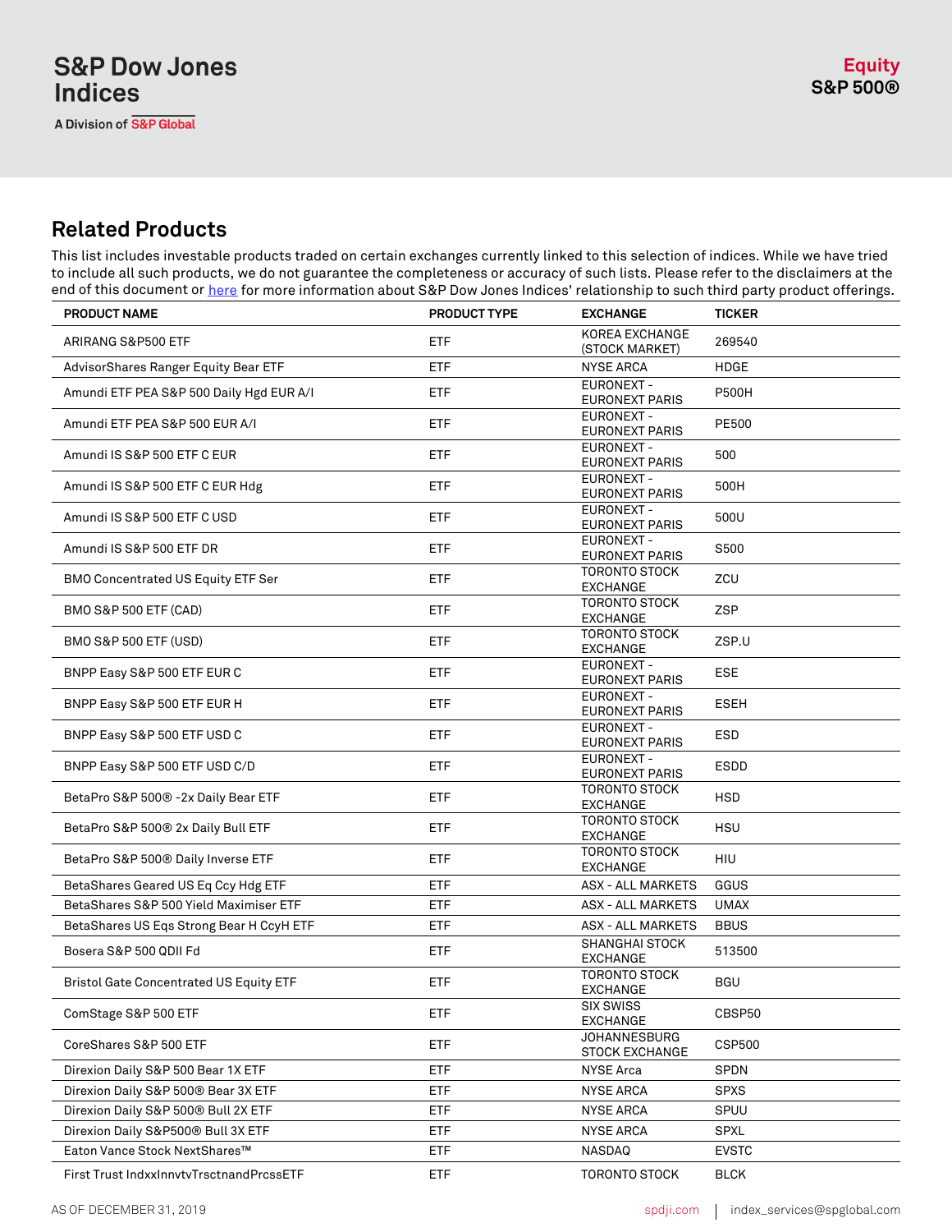## Related Products

This list includes investable products traded on certain exchanges currently linked to this selection of indices. While we have tried to include all such products, we do not guarantee the completeness or accuracy of such lists. Please refer to the disclaimers at the end of this document or here for more information about S&P Dow Jones Indices' relationship to such third party product offerings.

| PRODUCT NAME | PRODUCT TYPE | EXCHANGE | TICKER |
|---|---|---|---|
| ARIRANG S&P500 ETF | ETF | KOREA EXCHANGE (STOCK MARKET) | 269540 |
| AdvisorShares Ranger Equity Bear ETF | ETF | NYSE ARCA | HDGE |
| Amundi ETF PEA S&P 500 Daily Hgd EUR A/I | ETF | EURONEXT - EURONEXT PARIS | P500H |
| Amundi ETF PEA S&P 500 EUR A/I | ETF | EURONEXT - EURONEXT PARIS | PE500 |
| Amundi IS S&P 500 ETF C EUR | ETF | EURONEXT - EURONEXT PARIS | 500 |
| Amundi IS S&P 500 ETF C EUR Hdg | ETF | EURONEXT - EURONEXT PARIS | 500H |
| Amundi IS S&P 500 ETF C USD | ETF | EURONEXT - EURONEXT PARIS | 500U |
| Amundi IS S&P 500 ETF DR | ETF | EURONEXT - EURONEXT PARIS | S500 |
| BMO Concentrated US Equity ETF Ser | ETF | TORONTO STOCK EXCHANGE | ZCU |
| BMO S&P 500 ETF (CAD) | ETF | TORONTO STOCK EXCHANGE | ZSP |
| BMO S&P 500 ETF (USD) | ETF | TORONTO STOCK EXCHANGE | ZSP.U |
| BNPP Easy S&P 500 ETF EUR C | ETF | EURONEXT - EURONEXT PARIS | ESE |
| BNPP Easy S&P 500 ETF EUR H | ETF | EURONEXT - EURONEXT PARIS | ESEH |
| BNPP Easy S&P 500 ETF USD C | ETF | EURONEXT - EURONEXT PARIS | ESD |
| BNPP Easy S&P 500 ETF USD C/D | ETF | EURONEXT - EURONEXT PARIS | ESDD |
| BetaPro S&P 500® -2x Daily Bear ETF | ETF | TORONTO STOCK EXCHANGE | HSD |
| BetaPro S&P 500® 2x Daily Bull ETF | ETF | TORONTO STOCK EXCHANGE | HSU |
| BetaPro S&P 500® Daily Inverse ETF | ETF | TORONTO STOCK EXCHANGE | HIU |
| BetaShares Geared US Eq Ccy Hdg ETF | ETF | ASX - ALL MARKETS | GGUS |
| BetaShares S&P 500 Yield Maximiser ETF | ETF | ASX - ALL MARKETS | UMAX |
| BetaShares US Eqs Strong Bear H CcyH ETF | ETF | ASX - ALL MARKETS | BBUS |
| Bosera S&P 500 QDII Fd | ETF | SHANGHAI STOCK EXCHANGE | 513500 |
| Bristol Gate Concentrated US Equity ETF | ETF | TORONTO STOCK EXCHANGE | BGU |
| ComStage S&P 500 ETF | ETF | SIX SWISS EXCHANGE | CBSP50 |
| CoreShares S&P 500 ETF | ETF | JOHANNESBURG STOCK EXCHANGE | CSP500 |
| Direxion Daily S&P 500 Bear 1X ETF | ETF | NYSE Arca | SPDN |
| Direxion Daily S&P 500® Bear 3X ETF | ETF | NYSE ARCA | SPXS |
| Direxion Daily S&P 500® Bull 2X ETF | ETF | NYSE ARCA | SPUU |
| Direxion Daily S&P500® Bull 3X ETF | ETF | NYSE ARCA | SPXL |
| Eaton Vance Stock NextShares™ | ETF | NASDAQ | EVSTC |
| First Trust IndxxInnvtvTrsctnandPrcssETF | ETF | TORONTO STOCK | BLCK |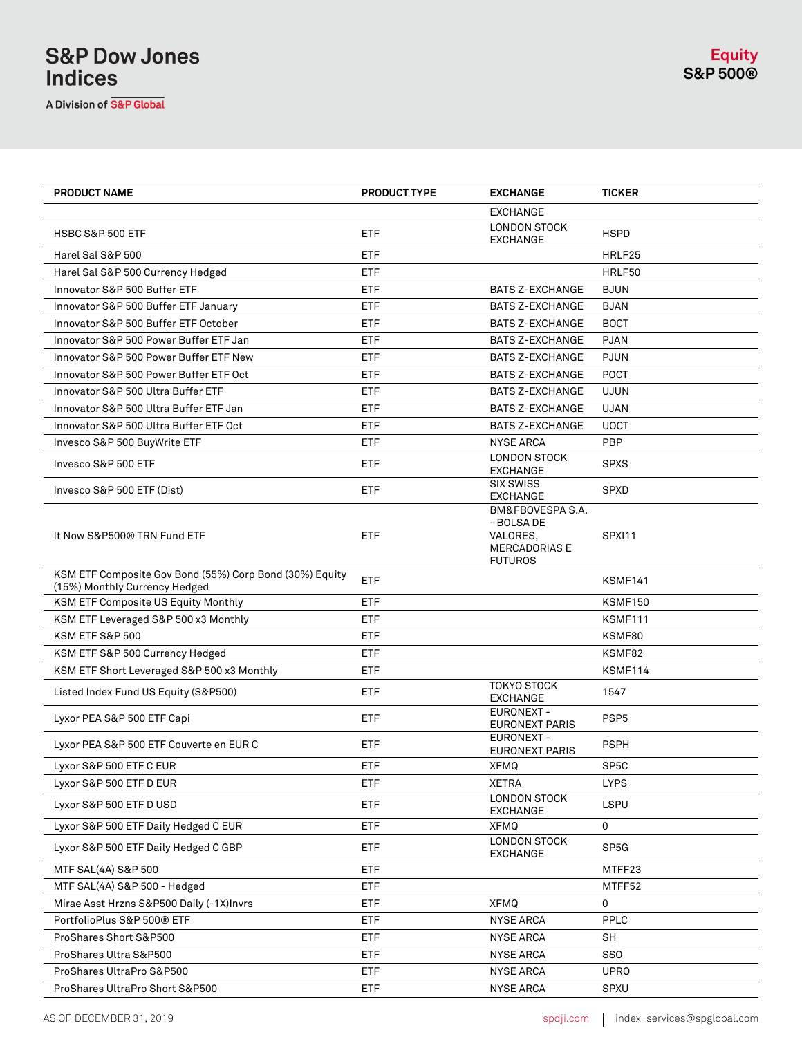# S&P Dow Jones Indices

A Division of S&P Global

**Equity**
**S&P 500®**

| PRODUCT NAME | PRODUCT TYPE | EXCHANGE | TICKER |
|---|---|---|---|
| | | EXCHANGE | |
| HSBC S&P 500 ETF | ETF | LONDON STOCK EXCHANGE | HSPD |
| Harel Sal S&P 500 | ETF | | HRLF25 |
| Harel Sal S&P 500 Currency Hedged | ETF | | HRLF50 |
| Innovator S&P 500 Buffer ETF | ETF | BATS Z-EXCHANGE | BJUN |
| Innovator S&P 500 Buffer ETF January | ETF | BATS Z-EXCHANGE | BJAN |
| Innovator S&P 500 Buffer ETF October | ETF | BATS Z-EXCHANGE | BOCT |
| Innovator S&P 500 Power Buffer ETF Jan | ETF | BATS Z-EXCHANGE | PJAN |
| Innovator S&P 500 Power Buffer ETF New | ETF | BATS Z-EXCHANGE | PJUN |
| Innovator S&P 500 Power Buffer ETF Oct | ETF | BATS Z-EXCHANGE | POCT |
| Innovator S&P 500 Ultra Buffer ETF | ETF | BATS Z-EXCHANGE | UJUN |
| Innovator S&P 500 Ultra Buffer ETF Jan | ETF | BATS Z-EXCHANGE | UJAN |
| Innovator S&P 500 Ultra Buffer ETF Oct | ETF | BATS Z-EXCHANGE | UOCT |
| Invesco S&P 500 BuyWrite ETF | ETF | NYSE ARCA | PBP |
| Invesco S&P 500 ETF | ETF | LONDON STOCK EXCHANGE | SPXS |
| Invesco S&P 500 ETF (Dist) | ETF | SIX SWISS EXCHANGE | SPXD |
| It Now S&P500® TRN Fund ETF | ETF | BM&FBOVESPA S.A. - BOLSA DE VALORES, MERCADORIAS E FUTUROS | SPXI11 |
| KSM ETF Composite Gov Bond (55%) Corp Bond (30%) Equity (15%) Monthly Currency Hedged | ETF | | KSMF141 |
| KSM ETF Composite US Equity Monthly | ETF | | KSMF150 |
| KSM ETF Leveraged S&P 500 x3 Monthly | ETF | | KSMF111 |
| KSM ETF S&P 500 | ETF | | KSMF80 |
| KSM ETF S&P 500 Currency Hedged | ETF | | KSMF82 |
| KSM ETF Short Leveraged S&P 500 x3 Monthly | ETF | | KSMF114 |
| Listed Index Fund US Equity (S&P500) | ETF | TOKYO STOCK EXCHANGE | 1547 |
| Lyxor PEA S&P 500 ETF Capi | ETF | EURONEXT - EURONEXT PARIS | PSP5 |
| Lyxor PEA S&P 500 ETF Couverte en EUR C | ETF | EURONEXT - EURONEXT PARIS | PSPH |
| Lyxor S&P 500 ETF C EUR | ETF | XFMQ | SP5C |
| Lyxor S&P 500 ETF D EUR | ETF | XETRA | LYPS |
| Lyxor S&P 500 ETF D USD | ETF | LONDON STOCK EXCHANGE | LSPU |
| Lyxor S&P 500 ETF Daily Hedged C EUR | ETF | XFMQ | 0 |
| Lyxor S&P 500 ETF Daily Hedged C GBP | ETF | LONDON STOCK EXCHANGE | SP5G |
| MTF SAL(4A) S&P 500 | ETF | | MTFF23 |
| MTF SAL(4A) S&P 500 - Hedged | ETF | | MTFF52 |
| Mirae Asst Hrzns S&P500 Daily (-1X)Invrs | ETF | XFMQ | 0 |
| PortfolioPlus S&P 500® ETF | ETF | NYSE ARCA | PPLC |
| ProShares Short S&P500 | ETF | NYSE ARCA | SH |
| ProShares Ultra S&P500 | ETF | NYSE ARCA | SSO |
| ProShares UltraPro S&P500 | ETF | NYSE ARCA | UPRO |
| ProShares UltraPro Short S&P500 | ETF | NYSE ARCA | SPXU |

AS OF DECEMBER 31, 2019 spdji.com | index_services@spglobal.com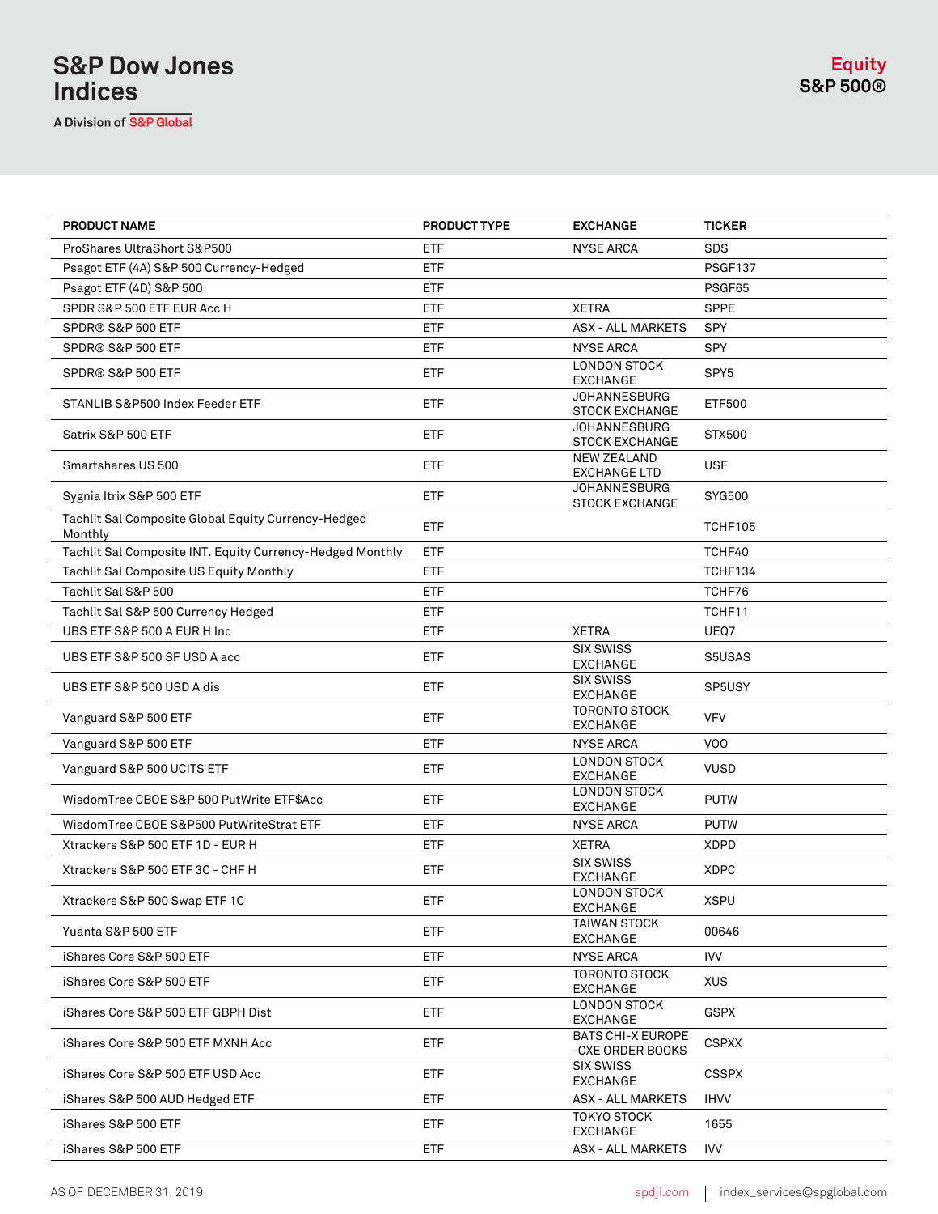| PRODUCT NAME | PRODUCT TYPE | EXCHANGE | TICKER |
| --- | --- | --- | --- |
| ProShares UltraShort S&P500 | ETF | NYSE ARCA | SDS |
| Psagot ETF (4A) S&P 500 Currency-Hedged | ETF | | PSGF137 |
| Psagot ETF (4D) S&P 500 | ETF | | PSGF65 |
| SPDR S&P 500 ETF EUR Acc H | ETF | XETRA | SPPE |
| SPDR® S&P 500 ETF | ETF | ASX - ALL MARKETS | SPY |
| SPDR® S&P 500 ETF | ETF | NYSE ARCA | SPY |
| SPDR® S&P 500 ETF | ETF | LONDON STOCK EXCHANGE | SPY5 |
| STANLIB S&P500 Index Feeder ETF | ETF | JOHANNESBURG STOCK EXCHANGE | ETF500 |
| Satrix S&P 500 ETF | ETF | JOHANNESBURG STOCK EXCHANGE | STX500 |
| Smartshares US 500 | ETF | NEW ZEALAND EXCHANGE LTD | USF |
| Sygnia Itrix S&P 500 ETF | ETF | JOHANNESBURG STOCK EXCHANGE | SYG500 |
| Tachlit Sal Composite Global Equity Currency-Hedged Monthly | ETF | | TCHF105 |
| Tachlit Sal Composite INT. Equity Currency-Hedged Monthly | ETF | | TCHF40 |
| Tachlit Sal Composite US Equity Monthly | ETF | | TCHF134 |
| Tachlit Sal S&P 500 | ETF | | TCHF76 |
| Tachlit Sal S&P 500 Currency Hedged | ETF | | TCHF11 |
| UBS ETF S&P 500 A EUR H Inc | ETF | XETRA | UEQ7 |
| UBS ETF S&P 500 SF USD A acc | ETF | SIX SWISS EXCHANGE | S5USAS |
| UBS ETF S&P 500 USD A dis | ETF | SIX SWISS EXCHANGE | SP5USY |
| Vanguard S&P 500 ETF | ETF | TORONTO STOCK EXCHANGE | VFV |
| Vanguard S&P 500 ETF | ETF | NYSE ARCA | VOO |
| Vanguard S&P 500 UCITS ETF | ETF | LONDON STOCK EXCHANGE | VUSD |
| WisdomTree CBOE S&P 500 PutWrite ETF$Acc | ETF | LONDON STOCK EXCHANGE | PUTW |
| WisdomTree CBOE S&P500 PutWriteStrat ETF | ETF | NYSE ARCA | PUTW |
| Xtrackers S&P 500 ETF 1D - EUR H | ETF | XETRA | XDPD |
| Xtrackers S&P 500 ETF 3C - CHF H | ETF | SIX SWISS EXCHANGE | XDPC |
| Xtrackers S&P 500 Swap ETF 1C | ETF | LONDON STOCK EXCHANGE | XSPU |
| Yuanta S&P 500 ETF | ETF | TAIWAN STOCK EXCHANGE | 00646 |
| iShares Core S&P 500 ETF | ETF | NYSE ARCA | IVV |
| iShares Core S&P 500 ETF | ETF | TORONTO STOCK EXCHANGE | XUS |
| iShares Core S&P 500 ETF GBPH Dist | ETF | LONDON STOCK EXCHANGE | GSPX |
| iShares Core S&P 500 ETF MXNH Acc | ETF | BATS CHI-X EUROPE -CXE ORDER BOOKS | CSPXX |
| iShares Core S&P 500 ETF USD Acc | ETF | SIX SWISS EXCHANGE | CSSPX |
| iShares S&P 500 AUD Hedged ETF | ETF | ASX - ALL MARKETS | IHVV |
| iShares S&P 500 ETF | ETF | TOKYO STOCK EXCHANGE | 1655 |
| iShares S&P 500 ETF | ETF | ASX - ALL MARKETS | IVV |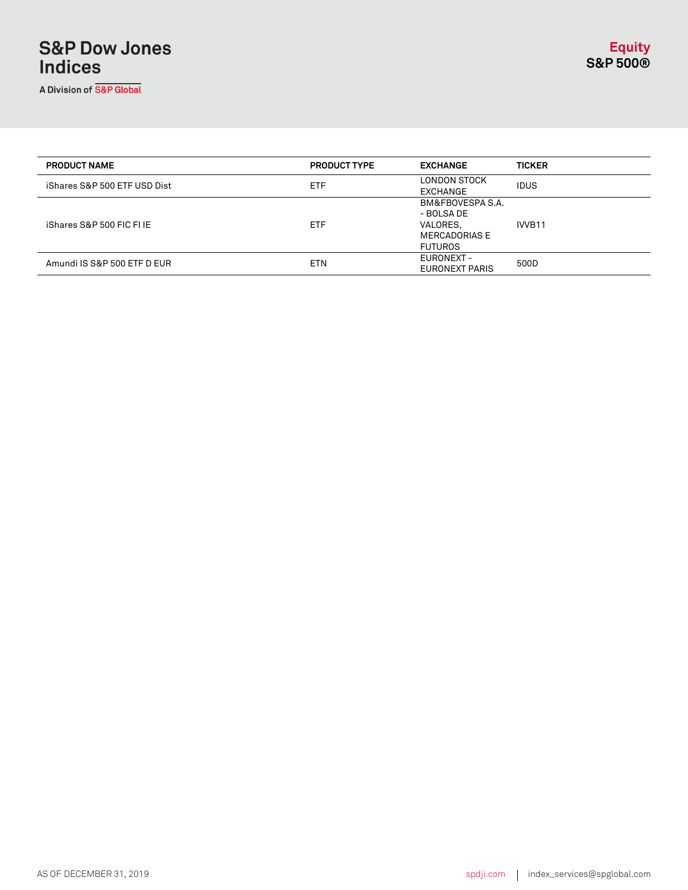| PRODUCT NAME | PRODUCT TYPE | EXCHANGE | TICKER |
| --- | --- | --- | --- |
| iShares S&P 500 ETF USD Dist | ETF | LONDON STOCK EXCHANGE | IDUS |
| iShares S&P 500 FIC FI IE | ETF | BM&FBOVESPA S.A. - BOLSA DE VALORES, MERCADORIAS E FUTUROS | IVVB11 |
| Amundi IS S&P 500 ETF D EUR | ETN | EURONEXT - EURONEXT PARIS | 500D |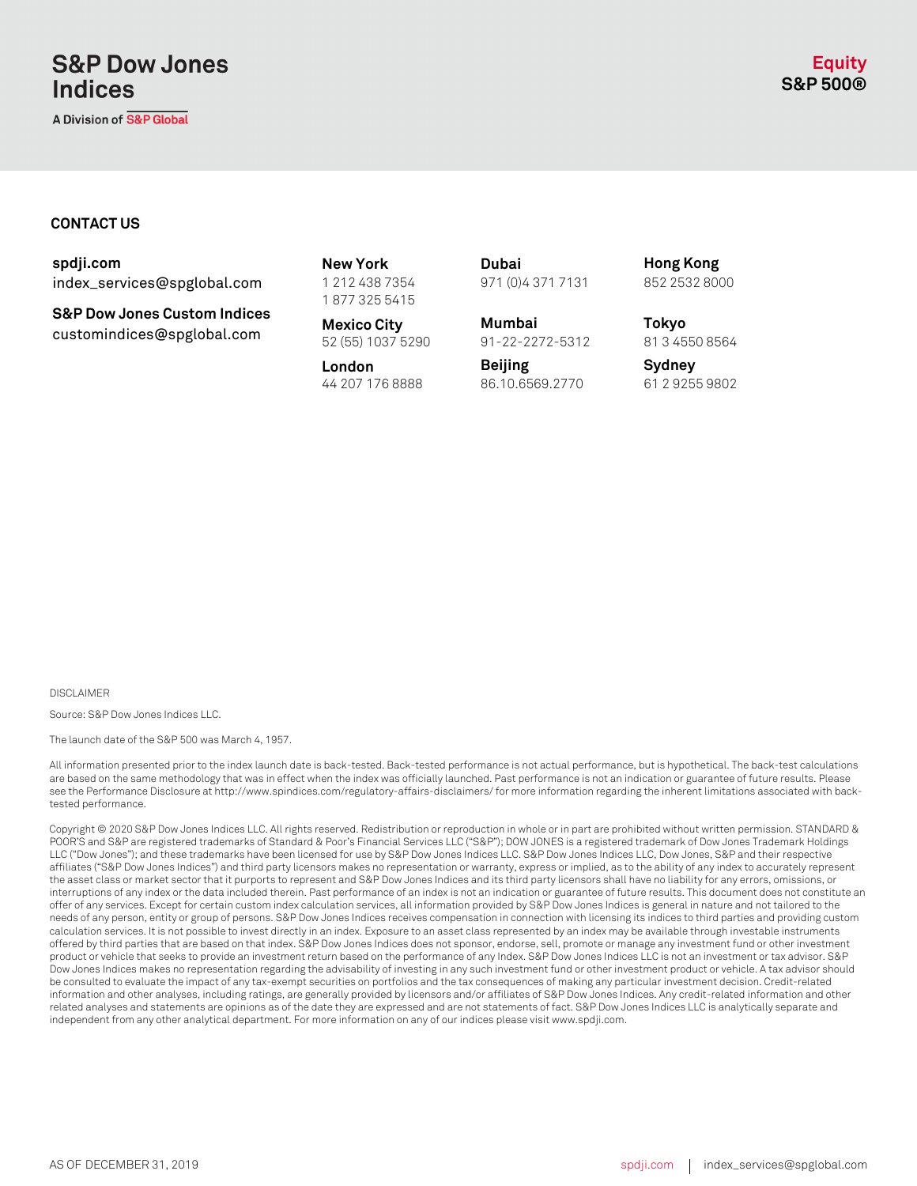# CONTACT US

**spdji.com**
index_services@spglobal.com

**S&P Dow Jones Custom Indices**
customindices@spglobal.com

**New York**
1 212 438 7354
1 877 325 5415

**Mexico City**
52 (55) 1037 5290

**London**
44 207 176 8888

**Dubai**
971 (0)4 371 7131

**Mumbai**
91-22-2272-5312

**Beijing**
86.10.6569.2770

**Hong Kong**
852 2532 8000

**Tokyo**
81 3 4550 8564

**Sydney**
61 2 9255 9802

DISCLAIMER

Source: S&P Dow Jones Indices LLC.

The launch date of the S&P 500 was March 4, 1957.

All information presented prior to the index launch date is back-tested. Back-tested performance is not actual performance, but is hypothetical. The back-test calculations are based on the same methodology that was in effect when the index was officially launched. Past performance is not an indication or guarantee of future results. Please see the Performance Disclosure at http://www.spindices.com/regulatory-affairs-disclaimers/ for more information regarding the inherent limitations associated with back-tested performance.

Copyright © 2020 S&P Dow Jones Indices LLC. All rights reserved. Redistribution or reproduction in whole or in part are prohibited without written permission. STANDARD & POOR'S and S&P are registered trademarks of Standard & Poor's Financial Services LLC ("S&P"); DOW JONES is a registered trademark of Dow Jones Trademark Holdings LLC ("Dow Jones"); and these trademarks have been licensed for use by S&P Dow Jones Indices LLC. S&P Dow Jones Indices LLC, Dow Jones, S&P and their respective affiliates ("S&P Dow Jones Indices") and third party licensors makes no representation or warranty, express or implied, as to the ability of any index to accurately represent the asset class or market sector that it purports to represent and S&P Dow Jones Indices and its third party licensors shall have no liability for any errors, omissions, or interruptions of any index or the data included therein. Past performance of an index is not an indication or guarantee of future results. This document does not constitute an offer of any services. Except for certain custom index calculation services, all information provided by S&P Dow Jones Indices is general in nature and not tailored to the needs of any person, entity or group of persons. S&P Dow Jones Indices receives compensation in connection with licensing its indices to third parties and providing custom calculation services. It is not possible to invest directly in an index. Exposure to an asset class represented by an index may be available through investable instruments offered by third parties that are based on that index. S&P Dow Jones Indices does not sponsor, endorse, sell, promote or manage any investment fund or other investment product or vehicle that seeks to provide an investment return based on the performance of any Index. S&P Dow Jones Indices LLC is not an investment or tax advisor. S&P Dow Jones Indices makes no representation regarding the advisability of investing in any such investment fund or other investment product or vehicle. A tax advisor should be consulted to evaluate the impact of any tax-exempt securities on portfolios and the tax consequences of making any particular investment decision. Credit-related information and other analyses, including ratings, are generally provided by licensors and/or affiliates of S&P Dow Jones Indices. Any credit-related information and other related analyses and statements are opinions as of the date they are expressed and are not statements of fact. S&P Dow Jones Indices LLC is analytically separate and independent from any other analytical department. For more information on any of our indices please visit www.spdji.com.